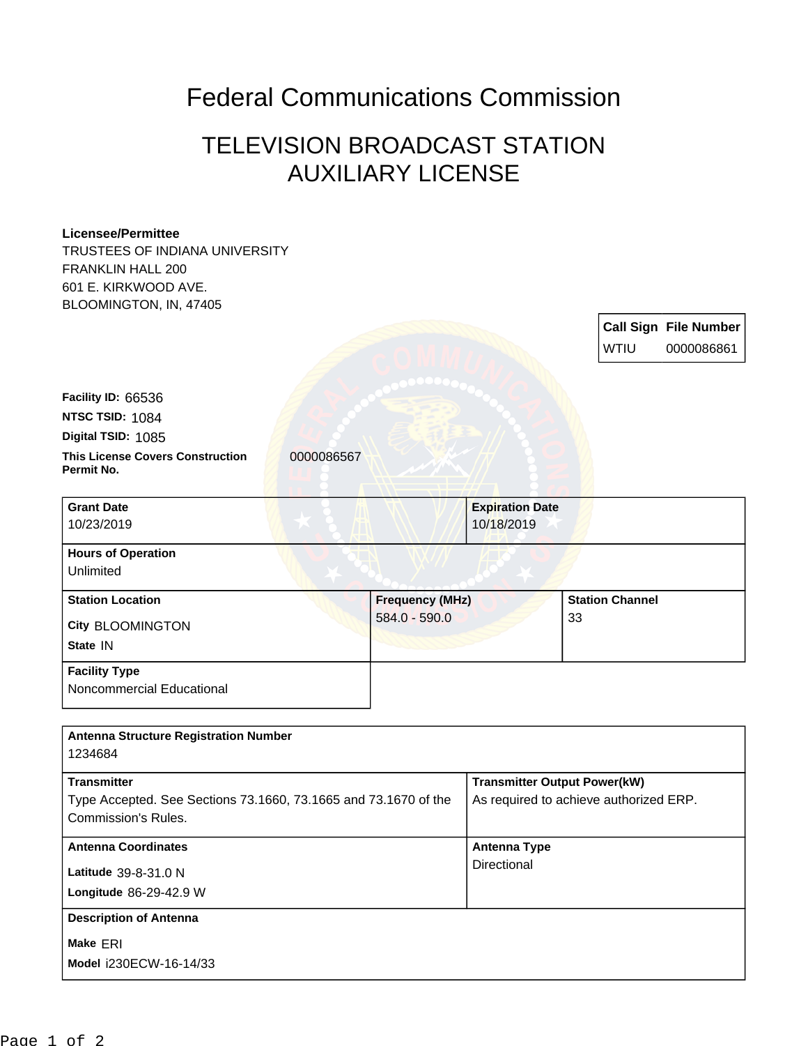# Federal Communications Commission

## TELEVISION BROADCAST STATION AUXILIARY LICENSE

**Licensee/Permittee**
TRUSTEES OF INDIANA UNIVERSITY
FRANKLIN HALL 200
601 E. KIRKWOOD AVE.
BLOOMINGTON, IN, 47405

| Call Sign | File Number |
|---|---|
| WTIU | 0000086861 |

**Facility ID:** 66536
**NTSC TSID:** 1084
**Digital TSID:** 1085
**This License Covers Construction Permit No.** 0000086567

| **Grant Date** | **Expiration Date** |
|---|---|
| 10/23/2019 | 10/18/2019 |

**Hours of Operation**
Unlimited

| **Station Location** | **Frequency (MHz)** | **Station Channel** |
|---|---|---|
| City BLOOMINGTON<br>State IN | 584.0 - 590.0 | 33 |

**Facility Type**
Noncommercial Educational

**Antenna Structure Registration Number**
1234684

| **Transmitter** | **Transmitter Output Power(kW)** |
|---|---|
| Type Accepted. See Sections 73.1660, 73.1665 and 73.1670 of the Commission's Rules. | As required to achieve authorized ERP. |

| **Antenna Coordinates** | **Antenna Type** |
|---|---|
| Latitude 39-8-31.0 N<br>Longitude 86-29-42.9 W | Directional |

**Description of Antenna**
Make ERI
Model i230ECW-16-14/33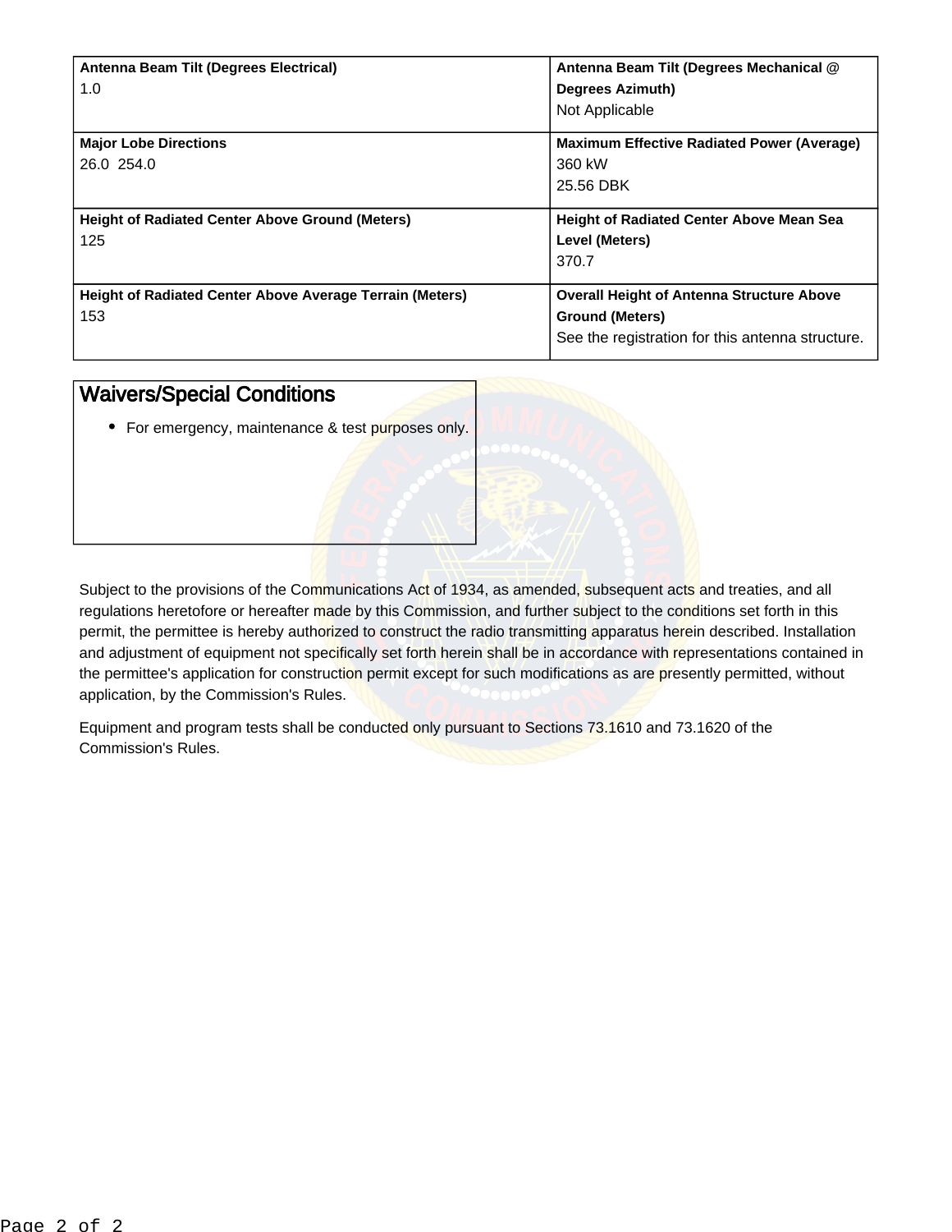| | |
|---|---|
| **Antenna Beam Tilt (Degrees Electrical)**<br>1.0 | **Antenna Beam Tilt (Degrees Mechanical @ Degrees Azimuth)**<br>Not Applicable |
| **Major Lobe Directions**<br>26.0  254.0 | **Maximum Effective Radiated Power (Average)**<br>360 kW<br>25.56 DBK |
| **Height of Radiated Center Above Ground (Meters)**<br>125 | **Height of Radiated Center Above Mean Sea Level (Meters)**<br>370.7 |
| **Height of Radiated Center Above Average Terrain (Meters)**<br>153 | **Overall Height of Antenna Structure Above Ground (Meters)**<br>See the registration for this antenna structure. |

## Waivers/Special Conditions

- For emergency, maintenance & test purposes only.

Subject to the provisions of the Communications Act of 1934, as amended, subsequent acts and treaties, and all regulations heretofore or hereafter made by this Commission, and further subject to the conditions set forth in this permit, the permittee is hereby authorized to construct the radio transmitting apparatus herein described. Installation and adjustment of equipment not specifically set forth herein shall be in accordance with representations contained in the permittee's application for construction permit except for such modifications as are presently permitted, without application, by the Commission's Rules.

Equipment and program tests shall be conducted only pursuant to Sections 73.1610 and 73.1620 of the Commission's Rules.